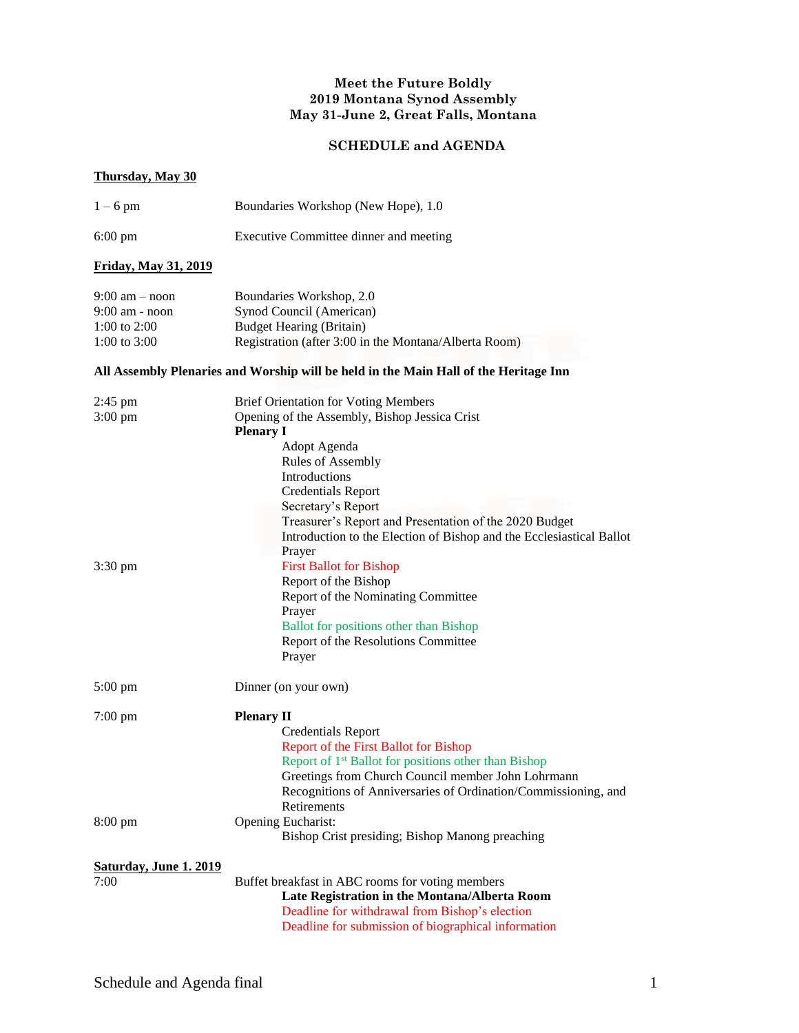**Meet the Future Boldly**
**2019 Montana Synod Assembly**
**May 31-June 2, Great Falls, Montana**

**SCHEDULE and AGENDA**

**Thursday, May 30**

| | |
|---|---|
| 1 – 6 pm | Boundaries Workshop (New Hope), 1.0 |
| 6:00 pm | Executive Committee dinner and meeting |

**Friday, May 31, 2019**

| | |
|---|---|
| 9:00 am – noon | Boundaries Workshop, 2.0 |
| 9:00 am - noon | Synod Council (American) |
| 1:00 to 2:00 | Budget Hearing (Britain) |
| 1:00 to 3:00 | Registration (after 3:00 in the Montana/Alberta Room) |

**All Assembly Plenaries and Worship will be held in the Main Hall of the Heritage Inn**

2:45 pm — Brief Orientation for Voting Members

3:00 pm — Opening of the Assembly, Bishop Jessica Crist

**Plenary I**
- Adopt Agenda
- Rules of Assembly
- Introductions
- Credentials Report
- Secretary's Report
- Treasurer's Report and Presentation of the 2020 Budget
- Introduction to the Election of Bishop and the Ecclesiastical Ballot
- Prayer

3:30 pm
- First Ballot for Bishop
- Report of the Bishop
- Report of the Nominating Committee
- Prayer
- Ballot for positions other than Bishop
- Report of the Resolutions Committee
- Prayer

5:00 pm — Dinner (on your own)

7:00 pm — **Plenary II**
- Credentials Report
- Report of the First Ballot for Bishop
- Report of 1st Ballot for positions other than Bishop
- Greetings from Church Council member John Lohrmann
- Recognitions of Anniversaries of Ordination/Commissioning, and Retirements

8:00 pm — Opening Eucharist:
- Bishop Crist presiding; Bishop Manong preaching

**Saturday, June 1. 2019**

7:00 — Buffet breakfast in ABC rooms for voting members
- **Late Registration in the Montana/Alberta Room**
- Deadline for withdrawal from Bishop's election
- Deadline for submission of biographical information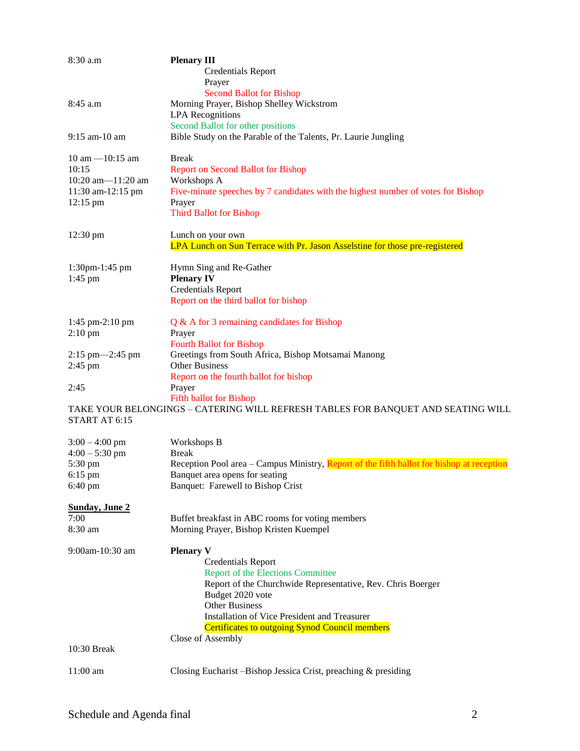| | |
|---|---|
| 8:30 a.m | **Plenary III** |
| | Credentials Report |
| | Prayer |
| | Second Ballot for Bishop |
| 8:45 a.m | Morning Prayer, Bishop Shelley Wickstrom |
| | LPA Recognitions |
| | Second Ballot for other positions |
| 9:15 am-10 am | Bible Study on the Parable of the Talents, Pr. Laurie Jungling |
| 10 am —10:15 am | Break |
| 10:15 | Report on Second Ballot for Bishop |
| 10:20 am—11:20 am | Workshops A |
| 11:30 am-12:15 pm | Five-minute speeches by 7 candidates with the highest number of votes for Bishop |
| 12:15 pm | Prayer |
| | Third Ballot for Bishop |
| 12:30 pm | Lunch on your own |
| | LPA Lunch on Sun Terrace with Pr. Jason Asselstine for those pre-registered |
| 1:30pm-1:45 pm | Hymn Sing and Re-Gather |
| 1:45 pm | **Plenary IV** |
| | Credentials Report |
| | Report on the third ballot for bishop |
| 1:45 pm-2:10 pm | Q & A for 3 remaining candidates for Bishop |
| 2:10 pm | Prayer |
| | Fourth Ballot for Bishop |
| 2:15 pm—2:45 pm | Greetings from South Africa, Bishop Motsamai Manong |
| 2:45 pm | Other Business |
| | Report on the fourth ballot for bishop |
| 2:45 | Prayer |
| | Fifth ballot for Bishop |

TAKE YOUR BELONGINGS – CATERING WILL REFRESH TABLES FOR BANQUET AND SEATING WILL START AT 6:15

| | |
|---|---|
| 3:00 – 4:00 pm | Workshops B |
| 4:00 – 5:30 pm | Break |
| 5:30 pm | Reception Pool area – Campus Ministry, Report of the fifth ballot for bishop at reception |
| 6:15 pm | Banquet area opens for seating |
| 6:40 pm | Banquet: Farewell to Bishop Crist |

**Sunday, June 2**

| | |
|---|---|
| 7:00 | Buffet breakfast in ABC rooms for voting members |
| 8:30 am | Morning Prayer, Bishop Kristen Kuempel |
| 9:00am-10:30 am | **Plenary V** |
| | Credentials Report |
| | Report of the Elections Committee |
| | Report of the Churchwide Representative, Rev. Chris Boerger |
| | Budget 2020 vote |
| | Other Business |
| | Installation of Vice President and Treasurer |
| | Certificates to outgoing Synod Council members |
| | Close of Assembly |
| 10:30 Break | |
| 11:00 am | Closing Eucharist –Bishop Jessica Crist, preaching & presiding |

Schedule and Agenda final